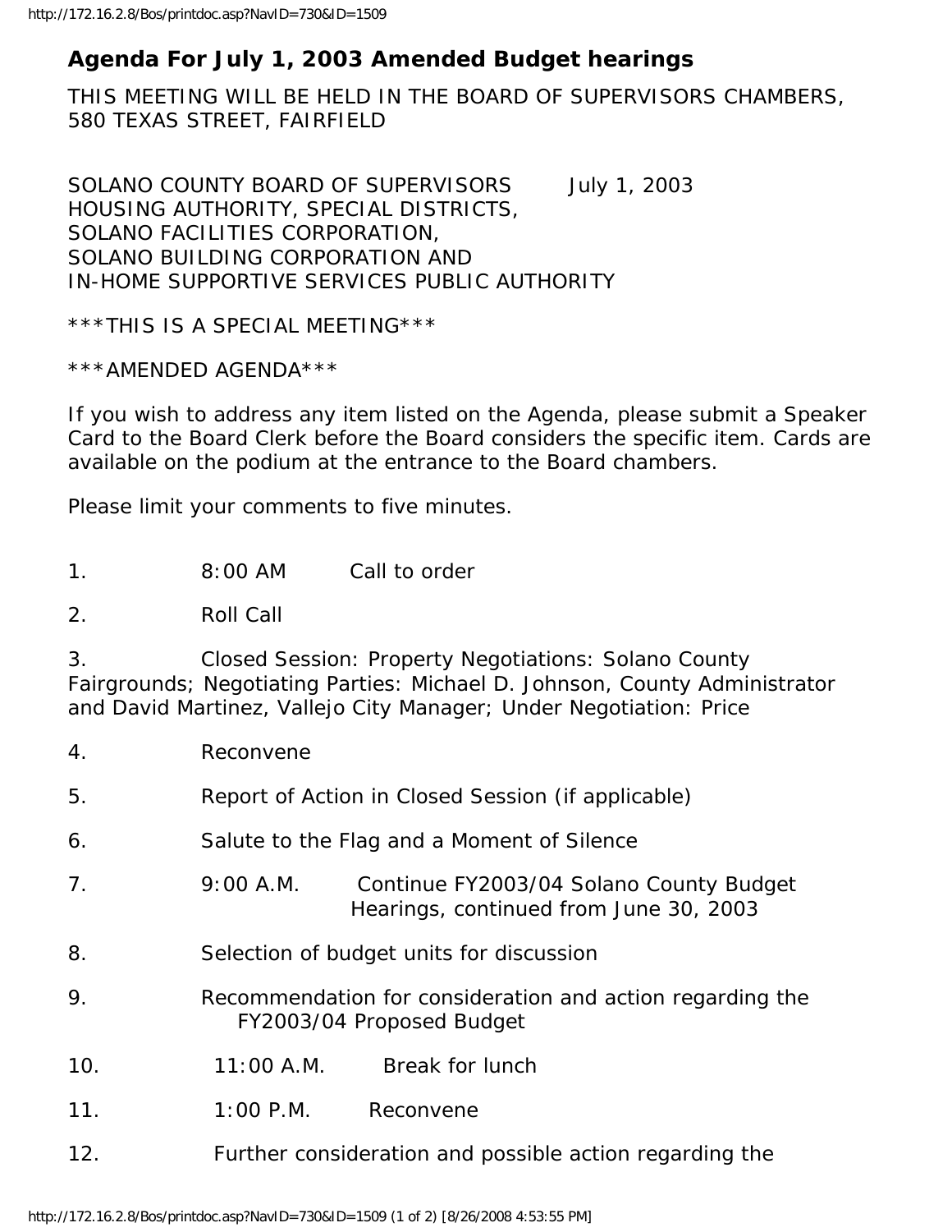# Agenda For July 1, 2003 Amended Budget hearings

THIS MEETING WILL BE HELD IN THE BOARD OF SUPERVISORS CHAMBERS, 580 TEXAS STREET, FAIRFIELD

SOLANO COUNTY BOARD OF SUPERVISORS July 1, 2003
HOUSING AUTHORITY, SPECIAL DISTRICTS,
SOLANO FACILITIES CORPORATION,
SOLANO BUILDING CORPORATION AND
IN-HOME SUPPORTIVE SERVICES PUBLIC AUTHORITY

***THIS IS A SPECIAL MEETING***

***AMENDED AGENDA***

If you wish to address any item listed on the Agenda, please submit a Speaker Card to the Board Clerk before the Board considers the specific item. Cards are available on the podium at the entrance to the Board chambers.

Please limit your comments to five minutes.

1. 8:00 AM Call to order

2. Roll Call

3. Closed Session: Property Negotiations: Solano County Fairgrounds; Negotiating Parties: Michael D. Johnson, County Administrator and David Martinez, Vallejo City Manager; Under Negotiation: Price

4. Reconvene

5. Report of Action in Closed Session (if applicable)

6. Salute to the Flag and a Moment of Silence

7. 9:00 A.M. Continue FY2003/04 Solano County Budget Hearings, continued from June 30, 2003

8. Selection of budget units for discussion

9. Recommendation for consideration and action regarding the FY2003/04 Proposed Budget

10. 11:00 A.M. Break for lunch

11. 1:00 P.M. Reconvene

12. Further consideration and possible action regarding the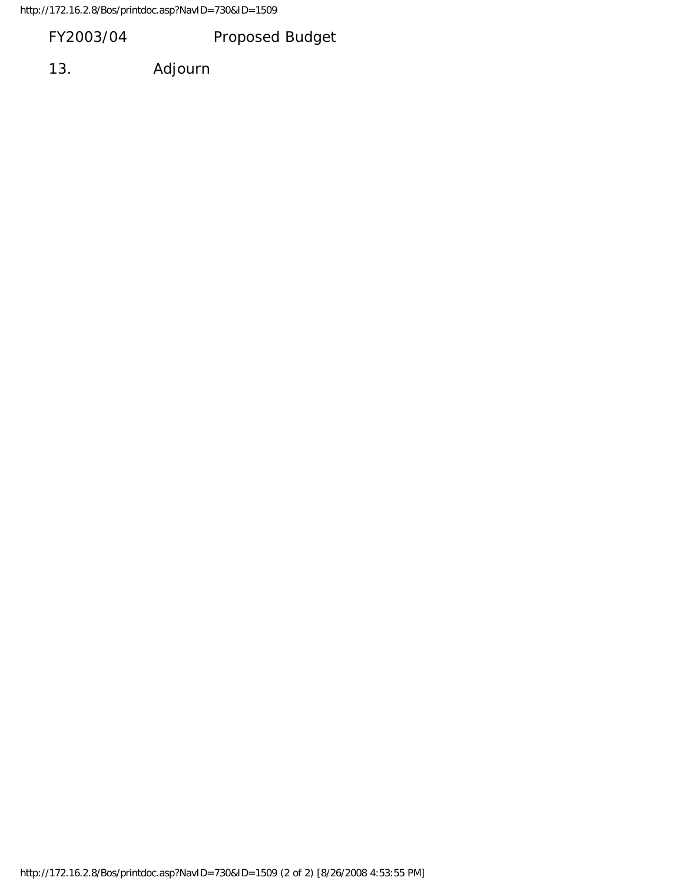FY2003/04 Proposed Budget

13. Adjourn